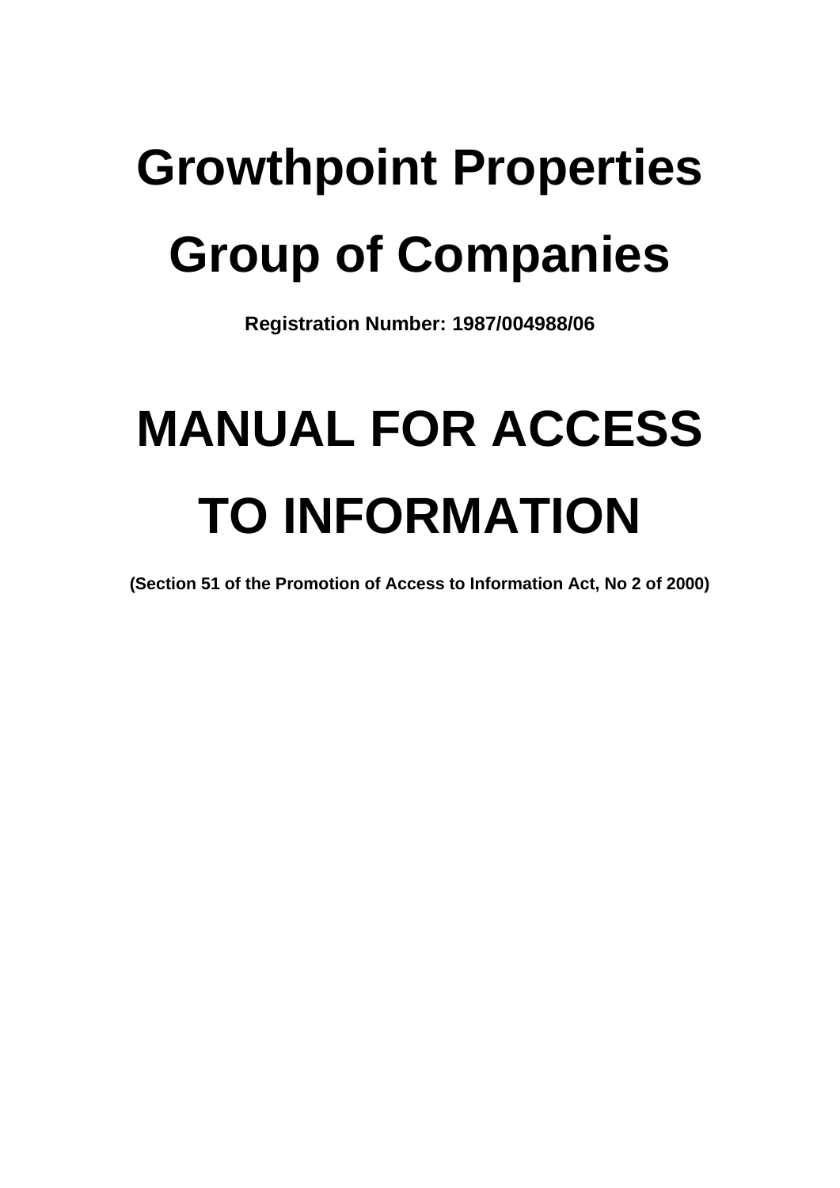# Growthpoint Properties Group of Companies

**Registration Number: 1987/004988/06**

# MANUAL FOR ACCESS TO INFORMATION

**(Section 51 of the Promotion of Access to Information Act, No 2 of 2000)**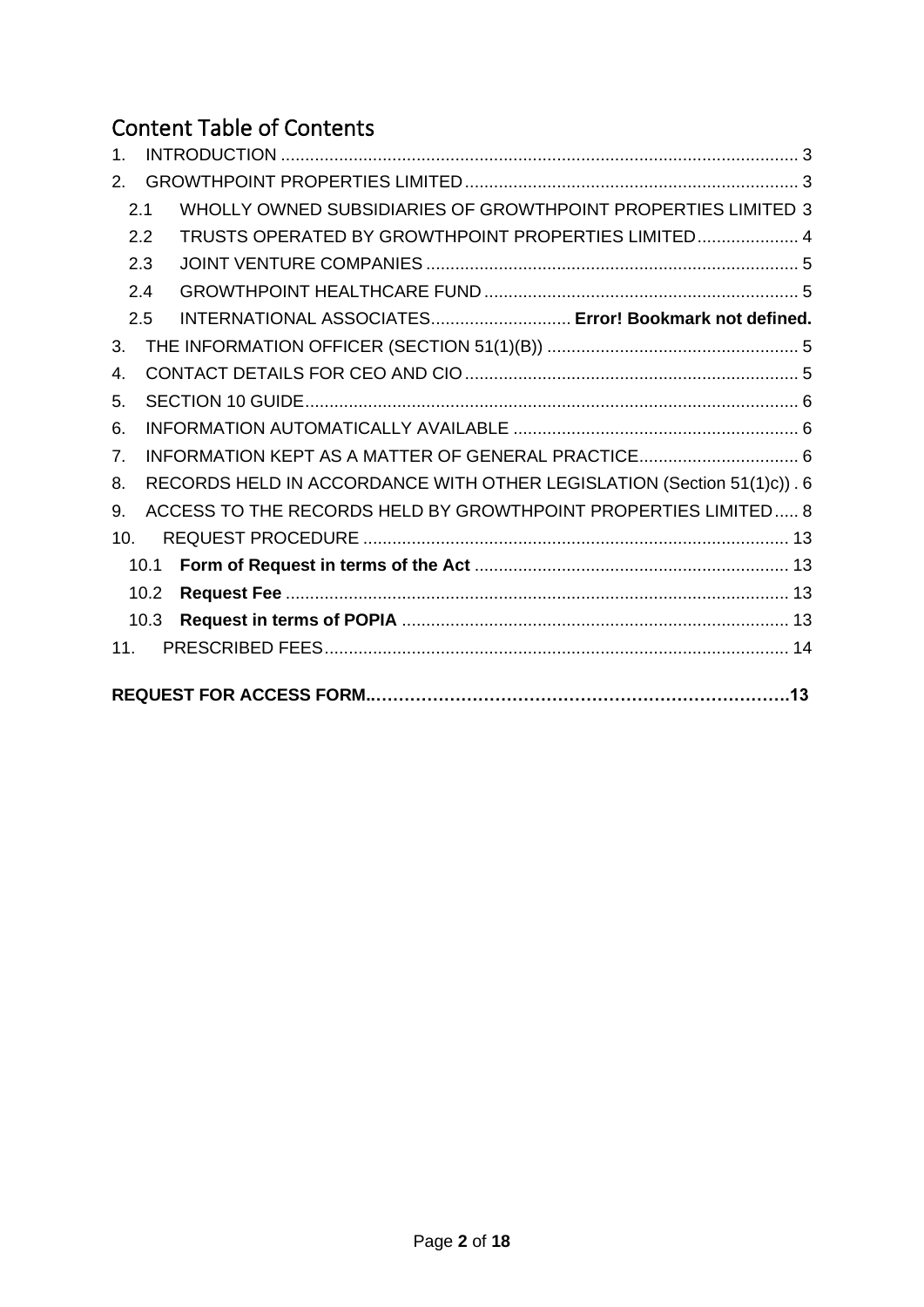# Content Table of Contents

1. INTRODUCTION .......................................................................................................... 3
2. GROWTHPOINT PROPERTIES LIMITED ..................................................................... 3
   - 2.1 WHOLLY OWNED SUBSIDIARIES OF GROWTHPOINT PROPERTIES LIMITED 3
   - 2.2 TRUSTS OPERATED BY GROWTHPOINT PROPERTIES LIMITED..................... 4
   - 2.3 JOINT VENTURE COMPANIES ............................................................................. 5
   - 2.4 GROWTHPOINT HEALTHCARE FUND ................................................................. 5
   - 2.5 INTERNATIONAL ASSOCIATES............................. **Error! Bookmark not defined.**
3. THE INFORMATION OFFICER (SECTION 51(1)(B)) .................................................... 5
4. CONTACT DETAILS FOR CEO AND CIO ..................................................................... 5
5. SECTION 10 GUIDE...................................................................................................... 6
6. INFORMATION AUTOMATICALLY AVAILABLE ........................................................... 6
7. INFORMATION KEPT AS A MATTER OF GENERAL PRACTICE................................. 6
8. RECORDS HELD IN ACCORDANCE WITH OTHER LEGISLATION (Section 51(1)c)) . 6
9. ACCESS TO THE RECORDS HELD BY GROWTHPOINT PROPERTIES LIMITED..... 8
10. REQUEST PROCEDURE ........................................................................................ 13
    - 10.1 **Form of Request in terms of the Act** ................................................................. 13
    - 10.2 **Request Fee** ........................................................................................................ 13
    - 10.3 **Request in terms of POPIA** ................................................................................ 13
11. PRESCRIBED FEES................................................................................................ 14

**REQUEST FOR ACCESS FORM..……………………………………………………………….13**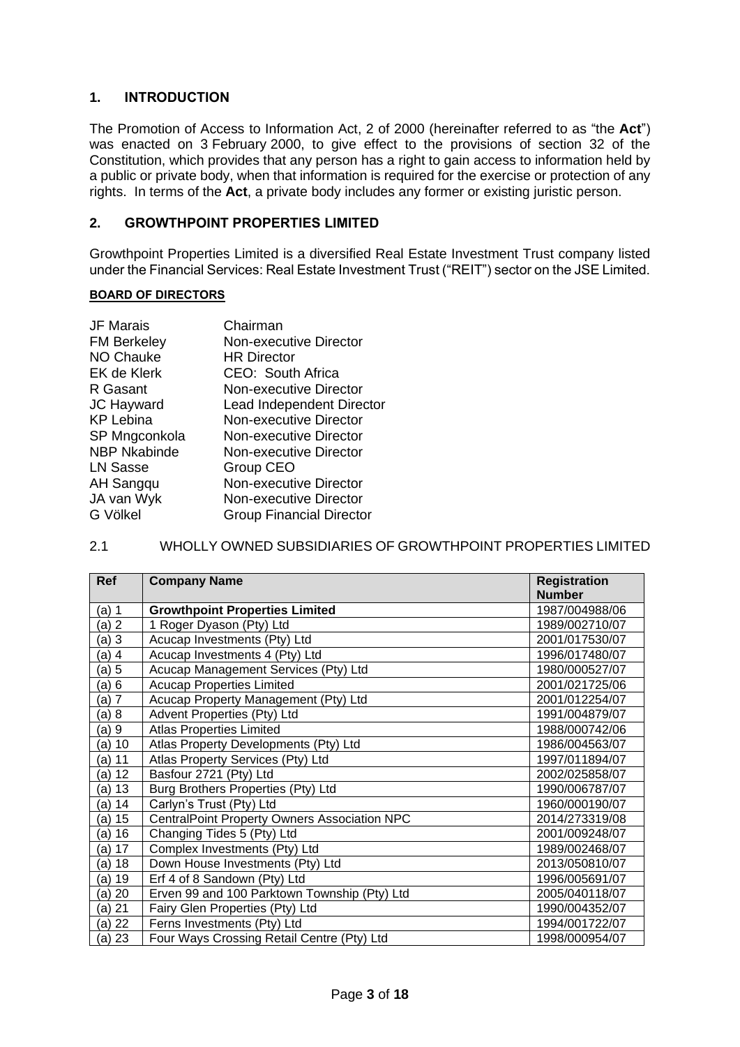## 1. INTRODUCTION

The Promotion of Access to Information Act, 2 of 2000 (hereinafter referred to as "the **Act**") was enacted on 3 February 2000, to give effect to the provisions of section 32 of the Constitution, which provides that any person has a right to gain access to information held by a public or private body, when that information is required for the exercise or protection of any rights. In terms of the **Act**, a private body includes any former or existing juristic person.

## 2. GROWTHPOINT PROPERTIES LIMITED

Growthpoint Properties Limited is a diversified Real Estate Investment Trust company listed under the Financial Services: Real Estate Investment Trust ("REIT") sector on the JSE Limited.

**BOARD OF DIRECTORS**

| | |
|---|---|
| JF Marais | Chairman |
| FM Berkeley | Non-executive Director |
| NO Chauke | HR Director |
| EK de Klerk | CEO: South Africa |
| R Gasant | Non-executive Director |
| JC Hayward | Lead Independent Director |
| KP Lebina | Non-executive Director |
| SP Mngconkola | Non-executive Director |
| NBP Nkabinde | Non-executive Director |
| LN Sasse | Group CEO |
| AH Sangqu | Non-executive Director |
| JA van Wyk | Non-executive Director |
| G Völkel | Group Financial Director |

2.1 WHOLLY OWNED SUBSIDIARIES OF GROWTHPOINT PROPERTIES LIMITED

| Ref | Company Name | Registration Number |
|---|---|---|
| (a) 1 | **Growthpoint Properties Limited** | 1987/004988/06 |
| (a) 2 | 1 Roger Dyason (Pty) Ltd | 1989/002710/07 |
| (a) 3 | Acucap Investments (Pty) Ltd | 2001/017530/07 |
| (a) 4 | Acucap Investments 4 (Pty) Ltd | 1996/017480/07 |
| (a) 5 | Acucap Management Services (Pty) Ltd | 1980/000527/07 |
| (a) 6 | Acucap Properties Limited | 2001/021725/06 |
| (a) 7 | Acucap Property Management (Pty) Ltd | 2001/012254/07 |
| (a) 8 | Advent Properties (Pty) Ltd | 1991/004879/07 |
| (a) 9 | Atlas Properties Limited | 1988/000742/06 |
| (a) 10 | Atlas Property Developments (Pty) Ltd | 1986/004563/07 |
| (a) 11 | Atlas Property Services (Pty) Ltd | 1997/011894/07 |
| (a) 12 | Basfour 2721 (Pty) Ltd | 2002/025858/07 |
| (a) 13 | Burg Brothers Properties (Pty) Ltd | 1990/006787/07 |
| (a) 14 | Carlyn's Trust (Pty) Ltd | 1960/000190/07 |
| (a) 15 | CentralPoint Property Owners Association NPC | 2014/273319/08 |
| (a) 16 | Changing Tides 5 (Pty) Ltd | 2001/009248/07 |
| (a) 17 | Complex Investments (Pty) Ltd | 1989/002468/07 |
| (a) 18 | Down House Investments (Pty) Ltd | 2013/050810/07 |
| (a) 19 | Erf 4 of 8 Sandown (Pty) Ltd | 1996/005691/07 |
| (a) 20 | Erven 99 and 100 Parktown Township (Pty) Ltd | 2005/040118/07 |
| (a) 21 | Fairy Glen Properties (Pty) Ltd | 1990/004352/07 |
| (a) 22 | Ferns Investments (Pty) Ltd | 1994/001722/07 |
| (a) 23 | Four Ways Crossing Retail Centre (Pty) Ltd | 1998/000954/07 |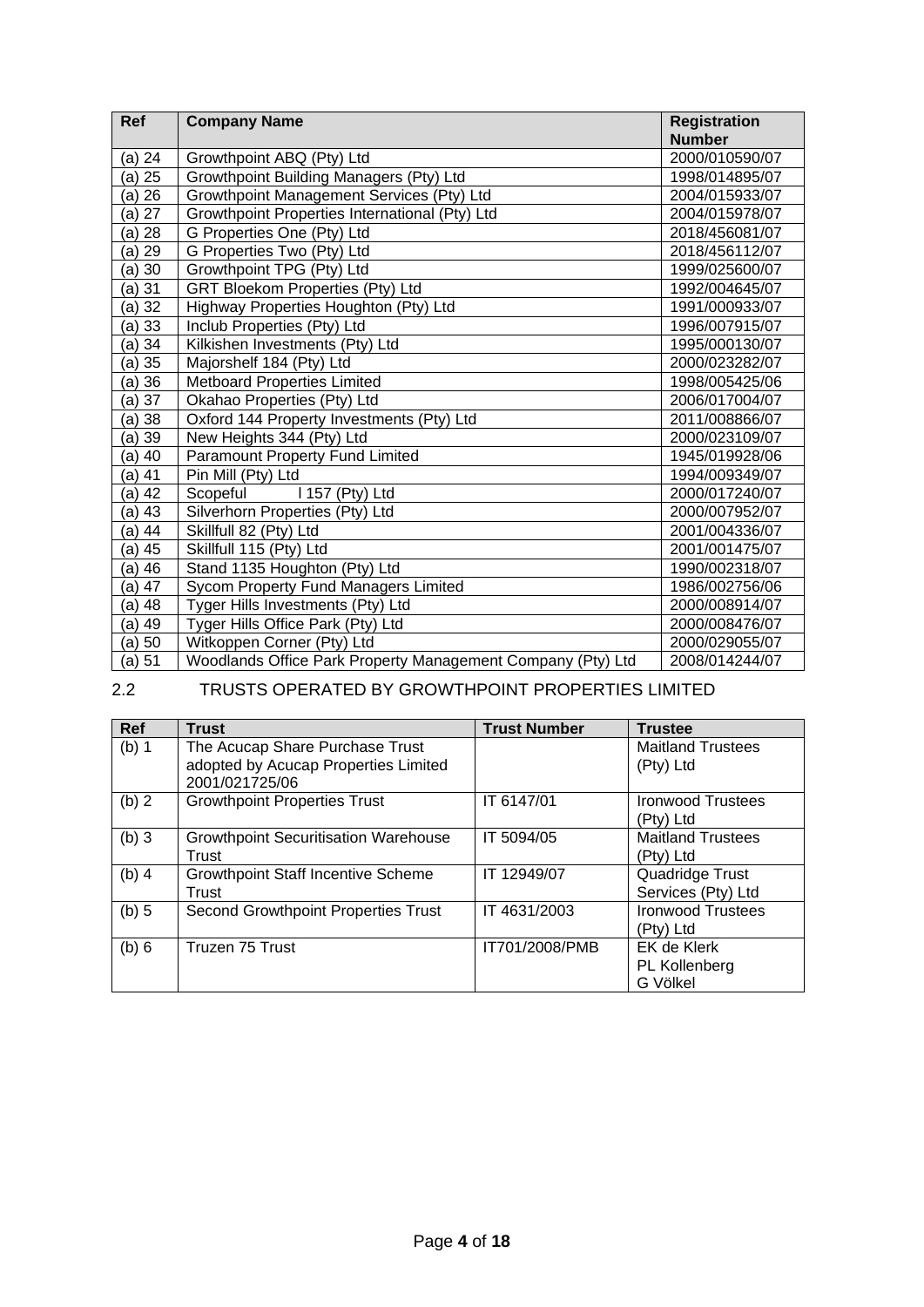| Ref | Company Name | Registration Number |
|---|---|---|
| (a) 24 | Growthpoint ABQ (Pty) Ltd | 2000/010590/07 |
| (a) 25 | Growthpoint Building Managers (Pty) Ltd | 1998/014895/07 |
| (a) 26 | Growthpoint Management Services (Pty) Ltd | 2004/015933/07 |
| (a) 27 | Growthpoint Properties International (Pty) Ltd | 2004/015978/07 |
| (a) 28 | G Properties One (Pty) Ltd | 2018/456081/07 |
| (a) 29 | G Properties Two (Pty) Ltd | 2018/456112/07 |
| (a) 30 | Growthpoint TPG (Pty) Ltd | 1999/025600/07 |
| (a) 31 | GRT Bloekom Properties (Pty) Ltd | 1992/004645/07 |
| (a) 32 | Highway Properties Houghton (Pty) Ltd | 1991/000933/07 |
| (a) 33 | Inclub Properties (Pty) Ltd | 1996/007915/07 |
| (a) 34 | Kilkishen Investments (Pty) Ltd | 1995/000130/07 |
| (a) 35 | Majorshelf 184 (Pty) Ltd | 2000/023282/07 |
| (a) 36 | Metboard Properties Limited | 1998/005425/06 |
| (a) 37 | Okahao Properties (Pty) Ltd | 2006/017004/07 |
| (a) 38 | Oxford 144 Property Investments (Pty) Ltd | 2011/008866/07 |
| (a) 39 | New Heights 344 (Pty) Ltd | 2000/023109/07 |
| (a) 40 | Paramount Property Fund Limited | 1945/019928/06 |
| (a) 41 | Pin Mill (Pty) Ltd | 1994/009349/07 |
| (a) 42 | Scopeful l 157 (Pty) Ltd | 2000/017240/07 |
| (a) 43 | Silverhorn Properties (Pty) Ltd | 2000/007952/07 |
| (a) 44 | Skillfull 82 (Pty) Ltd | 2001/004336/07 |
| (a) 45 | Skillfull 115 (Pty) Ltd | 2001/001475/07 |
| (a) 46 | Stand 1135 Houghton (Pty) Ltd | 1990/002318/07 |
| (a) 47 | Sycom Property Fund Managers Limited | 1986/002756/06 |
| (a) 48 | Tyger Hills Investments (Pty) Ltd | 2000/008914/07 |
| (a) 49 | Tyger Hills Office Park (Pty) Ltd | 2000/008476/07 |
| (a) 50 | Witkoppen Corner (Pty) Ltd | 2000/029055/07 |
| (a) 51 | Woodlands Office Park Property Management Company (Pty) Ltd | 2008/014244/07 |

## 2.2 TRUSTS OPERATED BY GROWTHPOINT PROPERTIES LIMITED

| Ref | Trust | Trust Number | Trustee |
|---|---|---|---|
| (b) 1 | The Acucap Share Purchase Trust adopted by Acucap Properties Limited 2001/021725/06 | | Maitland Trustees (Pty) Ltd |
| (b) 2 | Growthpoint Properties Trust | IT 6147/01 | Ironwood Trustees (Pty) Ltd |
| (b) 3 | Growthpoint Securitisation Warehouse Trust | IT 5094/05 | Maitland Trustees (Pty) Ltd |
| (b) 4 | Growthpoint Staff Incentive Scheme Trust | IT 12949/07 | Quadridge Trust Services (Pty) Ltd |
| (b) 5 | Second Growthpoint Properties Trust | IT 4631/2003 | Ironwood Trustees (Pty) Ltd |
| (b) 6 | Truzen 75 Trust | IT701/2008/PMB | EK de Klerk<br>PL Kollenberg<br>G Völkel |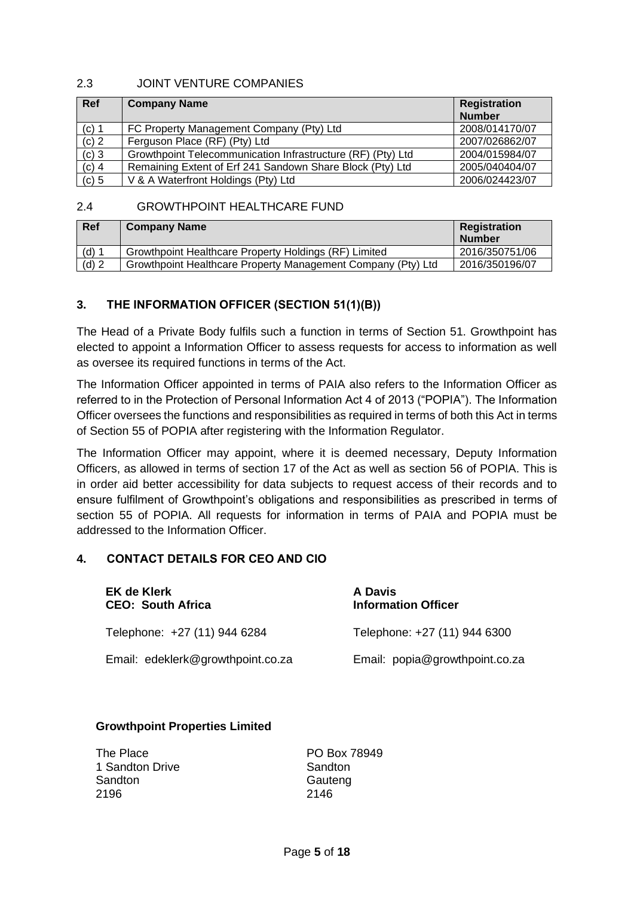### 2.3 JOINT VENTURE COMPANIES

| Ref | Company Name | Registration Number |
|---|---|---|
| (c) 1 | FC Property Management Company (Pty) Ltd | 2008/014170/07 |
| (c) 2 | Ferguson Place (RF) (Pty) Ltd | 2007/026862/07 |
| (c) 3 | Growthpoint Telecommunication Infrastructure (RF) (Pty) Ltd | 2004/015984/07 |
| (c) 4 | Remaining Extent of Erf 241 Sandown Share Block (Pty) Ltd | 2005/040404/07 |
| (c) 5 | V & A Waterfront Holdings (Pty) Ltd | 2006/024423/07 |

### 2.4 GROWTHPOINT HEALTHCARE FUND

| Ref | Company Name | Registration Number |
|---|---|---|
| (d) 1 | Growthpoint Healthcare Property Holdings (RF) Limited | 2016/350751/06 |
| (d) 2 | Growthpoint Healthcare Property Management Company (Pty) Ltd | 2016/350196/07 |

## 3. THE INFORMATION OFFICER (SECTION 51(1)(B))

The Head of a Private Body fulfils such a function in terms of Section 51. Growthpoint has elected to appoint a Information Officer to assess requests for access to information as well as oversee its required functions in terms of the Act.

The Information Officer appointed in terms of PAIA also refers to the Information Officer as referred to in the Protection of Personal Information Act 4 of 2013 ("POPIA"). The Information Officer oversees the functions and responsibilities as required in terms of both this Act in terms of Section 55 of POPIA after registering with the Information Regulator.

The Information Officer may appoint, where it is deemed necessary, Deputy Information Officers, as allowed in terms of section 17 of the Act as well as section 56 of POPIA. This is in order aid better accessibility for data subjects to request access of their records and to ensure fulfilment of Growthpoint's obligations and responsibilities as prescribed in terms of section 55 of POPIA. All requests for information in terms of PAIA and POPIA must be addressed to the Information Officer.

## 4. CONTACT DETAILS FOR CEO AND CIO

**EK de Klerk**
**CEO: South Africa**

Telephone: +27 (11) 944 6284

Email: edeklerk@growthpoint.co.za

**A Davis**
**Information Officer**

Telephone: +27 (11) 944 6300

Email: popia@growthpoint.co.za

**Growthpoint Properties Limited**

The Place
1 Sandton Drive
Sandton
2196

PO Box 78949
Sandton
Gauteng
2146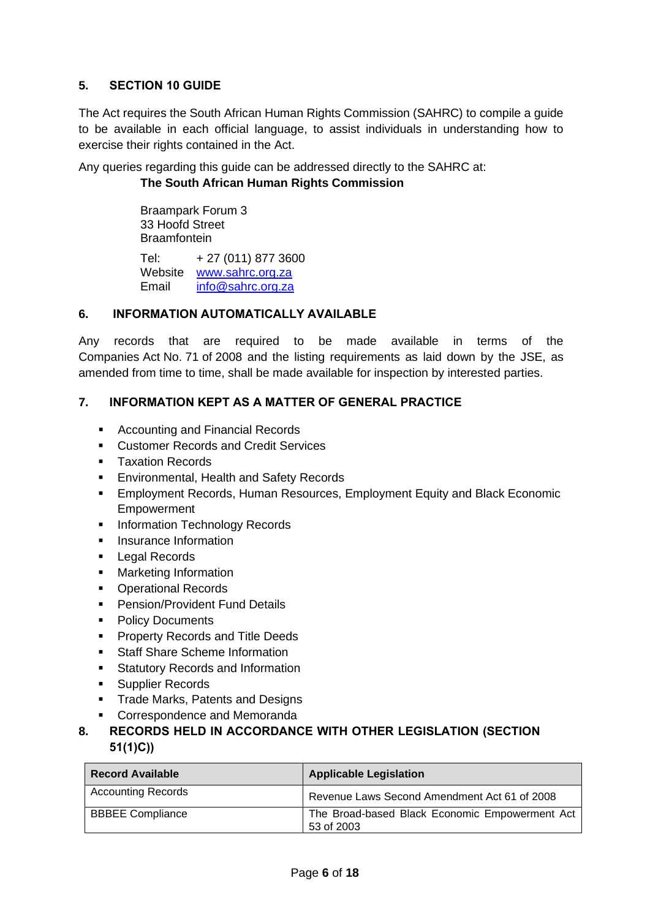## 5. SECTION 10 GUIDE

The Act requires the South African Human Rights Commission (SAHRC) to compile a guide to be available in each official language, to assist individuals in understanding how to exercise their rights contained in the Act.

Any queries regarding this guide can be addressed directly to the SAHRC at:

**The South African Human Rights Commission**

Braampark Forum 3
33 Hoofd Street
Braamfontein

Tel: + 27 (011) 877 3600
Website www.sahrc.org.za
Email info@sahrc.org.za

## 6. INFORMATION AUTOMATICALLY AVAILABLE

Any records that are required to be made available in terms of the Companies Act No. 71 of 2008 and the listing requirements as laid down by the JSE, as amended from time to time, shall be made available for inspection by interested parties.

## 7. INFORMATION KEPT AS A MATTER OF GENERAL PRACTICE

- Accounting and Financial Records
- Customer Records and Credit Services
- Taxation Records
- Environmental, Health and Safety Records
- Employment Records, Human Resources, Employment Equity and Black Economic Empowerment
- Information Technology Records
- Insurance Information
- Legal Records
- Marketing Information
- Operational Records
- Pension/Provident Fund Details
- Policy Documents
- Property Records and Title Deeds
- Staff Share Scheme Information
- Statutory Records and Information
- Supplier Records
- Trade Marks, Patents and Designs
- Correspondence and Memoranda

## 8. RECORDS HELD IN ACCORDANCE WITH OTHER LEGISLATION (SECTION 51(1)C))

| Record Available | Applicable Legislation |
|---|---|
| Accounting Records | Revenue Laws Second Amendment Act 61 of 2008 |
| BBBEE Compliance | The Broad-based Black Economic Empowerment Act 53 of 2003 |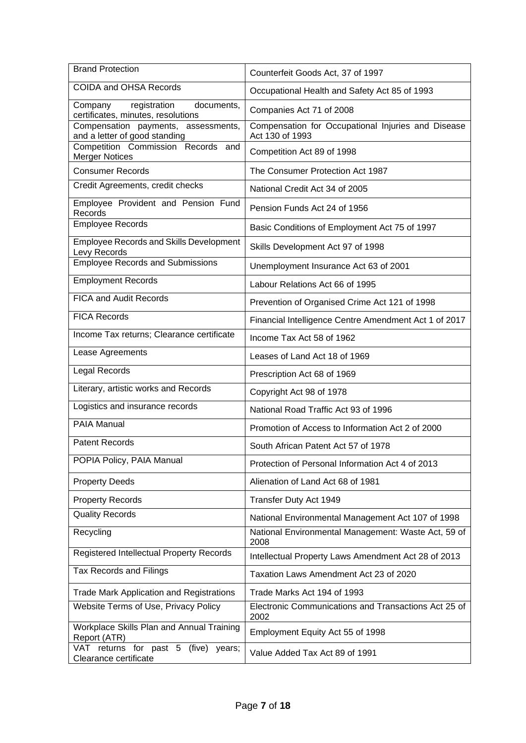| Brand Protection | Counterfeit Goods Act, 37 of 1997 |
|---|---|
| COIDA and OHSA Records | Occupational Health and Safety Act 85 of 1993 |
| Company registration documents, certificates, minutes, resolutions | Companies Act 71 of 2008 |
| Compensation payments, assessments, and a letter of good standing | Compensation for Occupational Injuries and Disease Act 130 of 1993 |
| Competition Commission Records and Merger Notices | Competition Act 89 of 1998 |
| Consumer Records | The Consumer Protection Act 1987 |
| Credit Agreements, credit checks | National Credit Act 34 of 2005 |
| Employee Provident and Pension Fund Records | Pension Funds Act 24 of 1956 |
| Employee Records | Basic Conditions of Employment Act 75 of 1997 |
| Employee Records and Skills Development Levy Records | Skills Development Act 97 of 1998 |
| Employee Records and Submissions | Unemployment Insurance Act 63 of 2001 |
| Employment Records | Labour Relations Act 66 of 1995 |
| FICA and Audit Records | Prevention of Organised Crime Act 121 of 1998 |
| FICA Records | Financial Intelligence Centre Amendment Act 1 of 2017 |
| Income Tax returns; Clearance certificate | Income Tax Act 58 of 1962 |
| Lease Agreements | Leases of Land Act 18 of 1969 |
| Legal Records | Prescription Act 68 of 1969 |
| Literary, artistic works and Records | Copyright Act 98 of 1978 |
| Logistics and insurance records | National Road Traffic Act 93 of 1996 |
| PAIA Manual | Promotion of Access to Information Act 2 of 2000 |
| Patent Records | South African Patent Act 57 of 1978 |
| POPIA Policy, PAIA Manual | Protection of Personal Information Act 4 of 2013 |
| Property Deeds | Alienation of Land Act 68 of 1981 |
| Property Records | Transfer Duty Act 1949 |
| Quality Records | National Environmental Management Act 107 of 1998 |
| Recycling | National Environmental Management: Waste Act, 59 of 2008 |
| Registered Intellectual Property Records | Intellectual Property Laws Amendment Act 28 of 2013 |
| Tax Records and Filings | Taxation Laws Amendment Act 23 of 2020 |
| Trade Mark Application and Registrations | Trade Marks Act 194 of 1993 |
| Website Terms of Use, Privacy Policy | Electronic Communications and Transactions Act 25 of 2002 |
| Workplace Skills Plan and Annual Training Report (ATR) | Employment Equity Act 55 of 1998 |
| VAT returns for past 5 (five) years; Clearance certificate | Value Added Tax Act 89 of 1991 |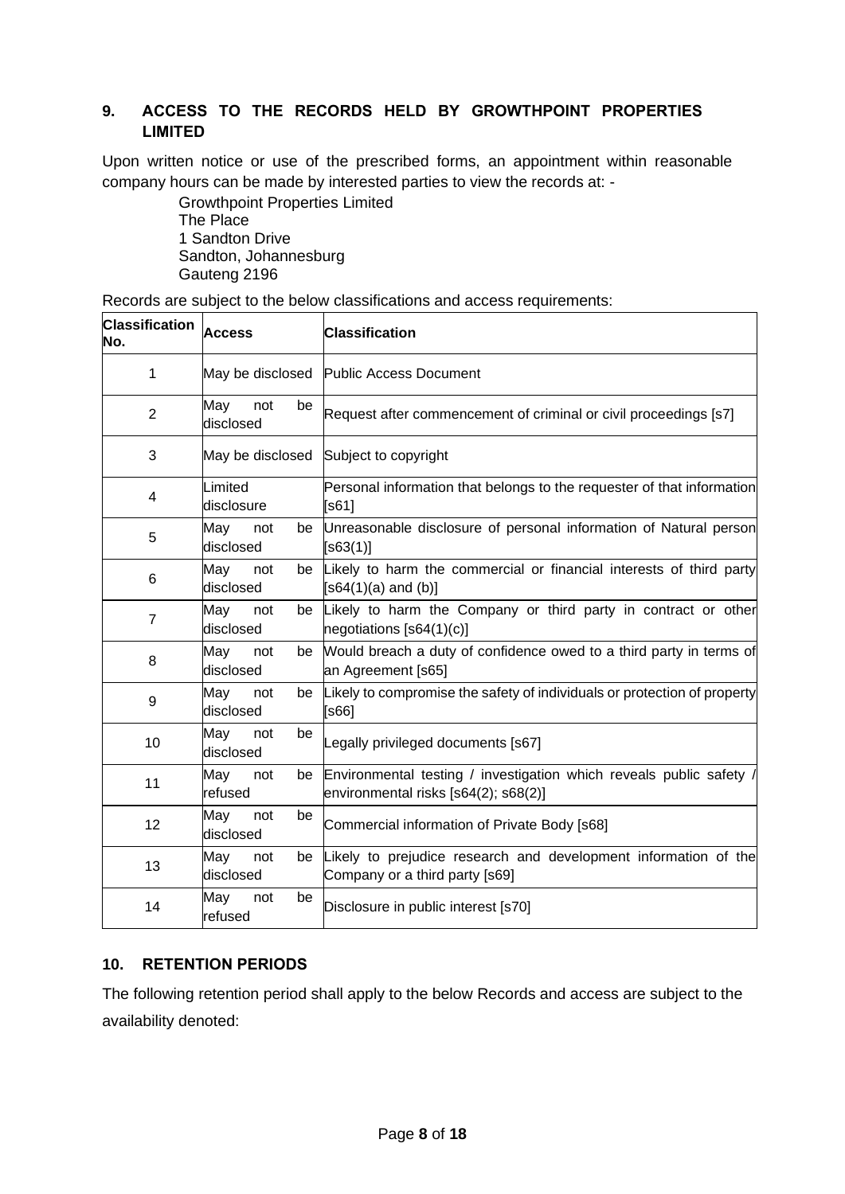## 9. ACCESS TO THE RECORDS HELD BY GROWTHPOINT PROPERTIES LIMITED

Upon written notice or use of the prescribed forms, an appointment within reasonable company hours can be made by interested parties to view the records at: -

Growthpoint Properties Limited
The Place
1 Sandton Drive
Sandton, Johannesburg
Gauteng 2196

Records are subject to the below classifications and access requirements:

| Classification No. | Access | Classification |
|---|---|---|
| 1 | May be disclosed | Public Access Document |
| 2 | May not be disclosed | Request after commencement of criminal or civil proceedings [s7] |
| 3 | May be disclosed | Subject to copyright |
| 4 | Limited disclosure | Personal information that belongs to the requester of that information [s61] |
| 5 | May not be disclosed | Unreasonable disclosure of personal information of Natural person [s63(1)] |
| 6 | May not be disclosed | Likely to harm the commercial or financial interests of third party [s64(1)(a) and (b)] |
| 7 | May not be disclosed | Likely to harm the Company or third party in contract or other negotiations [s64(1)(c)] |
| 8 | May not be disclosed | Would breach a duty of confidence owed to a third party in terms of an Agreement [s65] |
| 9 | May not be disclosed | Likely to compromise the safety of individuals or protection of property [s66] |
| 10 | May not be disclosed | Legally privileged documents [s67] |
| 11 | May not be refused | Environmental testing / investigation which reveals public safety / environmental risks [s64(2); s68(2)] |
| 12 | May not be disclosed | Commercial information of Private Body [s68] |
| 13 | May not be disclosed | Likely to prejudice research and development information of the Company or a third party [s69] |
| 14 | May not be refused | Disclosure in public interest [s70] |

## 10. RETENTION PERIODS

The following retention period shall apply to the below Records and access are subject to the availability denoted: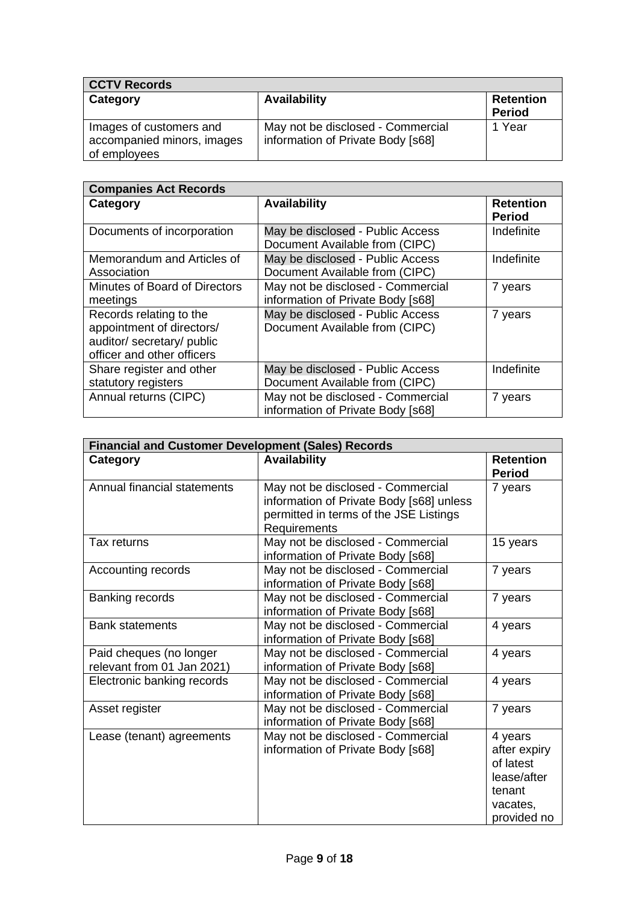| CCTV Records | | |
|---|---|---|
| **Category** | **Availability** | **Retention Period** |
| Images of customers and accompanied minors, images of employees | May not be disclosed - Commercial information of Private Body [s68] | 1 Year |

| Companies Act Records | | |
|---|---|---|
| **Category** | **Availability** | **Retention Period** |
| Documents of incorporation | May be disclosed - Public Access Document Available from (CIPC) | Indefinite |
| Memorandum and Articles of Association | May be disclosed - Public Access Document Available from (CIPC) | Indefinite |
| Minutes of Board of Directors meetings | May not be disclosed - Commercial information of Private Body [s68] | 7 years |
| Records relating to the appointment of directors/ auditor/ secretary/ public officer and other officers | May be disclosed - Public Access Document Available from (CIPC) | 7 years |
| Share register and other statutory registers | May be disclosed - Public Access Document Available from (CIPC) | Indefinite |
| Annual returns (CIPC) | May not be disclosed - Commercial information of Private Body [s68] | 7 years |

| Financial and Customer Development (Sales) Records | | |
|---|---|---|
| **Category** | **Availability** | **Retention Period** |
| Annual financial statements | May not be disclosed - Commercial information of Private Body [s68] unless permitted in terms of the JSE Listings Requirements | 7 years |
| Tax returns | May not be disclosed - Commercial information of Private Body [s68] | 15 years |
| Accounting records | May not be disclosed - Commercial information of Private Body [s68] | 7 years |
| Banking records | May not be disclosed - Commercial information of Private Body [s68] | 7 years |
| Bank statements | May not be disclosed - Commercial information of Private Body [s68] | 4 years |
| Paid cheques (no longer relevant from 01 Jan 2021) | May not be disclosed - Commercial information of Private Body [s68] | 4 years |
| Electronic banking records | May not be disclosed - Commercial information of Private Body [s68] | 4 years |
| Asset register | May not be disclosed - Commercial information of Private Body [s68] | 7 years |
| Lease (tenant) agreements | May not be disclosed - Commercial information of Private Body [s68] | 4 years after expiry of latest lease/after tenant vacates, provided no |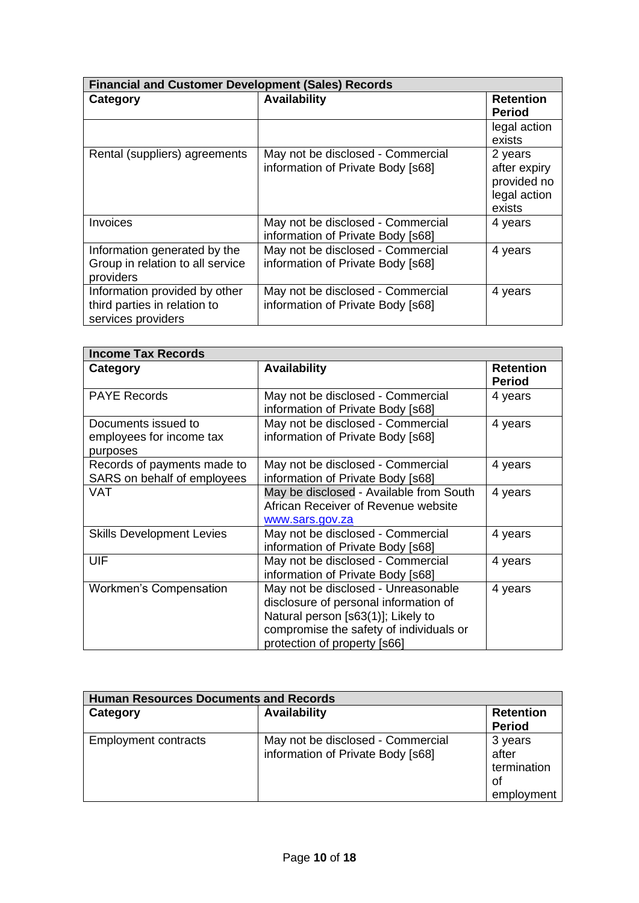| Financial and Customer Development (Sales) Records | | |
|---|---|---|
| **Category** | **Availability** | **Retention Period** |
| | | legal action exists |
| Rental (suppliers) agreements | May not be disclosed - Commercial information of Private Body [s68] | 2 years after expiry provided no legal action exists |
| Invoices | May not be disclosed - Commercial information of Private Body [s68] | 4 years |
| Information generated by the Group in relation to all service providers | May not be disclosed - Commercial information of Private Body [s68] | 4 years |
| Information provided by other third parties in relation to services providers | May not be disclosed - Commercial information of Private Body [s68] | 4 years |

| Income Tax Records | | |
|---|---|---|
| **Category** | **Availability** | **Retention Period** |
| PAYE Records | May not be disclosed - Commercial information of Private Body [s68] | 4 years |
| Documents issued to employees for income tax purposes | May not be disclosed - Commercial information of Private Body [s68] | 4 years |
| Records of payments made to SARS on behalf of employees | May not be disclosed - Commercial information of Private Body [s68] | 4 years |
| VAT | May be disclosed - Available from South African Receiver of Revenue website www.sars.gov.za | 4 years |
| Skills Development Levies | May not be disclosed - Commercial information of Private Body [s68] | 4 years |
| UIF | May not be disclosed - Commercial information of Private Body [s68] | 4 years |
| Workmen's Compensation | May not be disclosed - Unreasonable disclosure of personal information of Natural person [s63(1)]; Likely to compromise the safety of individuals or protection of property [s66] | 4 years |

| Human Resources Documents and Records | | |
|---|---|---|
| **Category** | **Availability** | **Retention Period** |
| Employment contracts | May not be disclosed - Commercial information of Private Body [s68] | 3 years after termination of employment |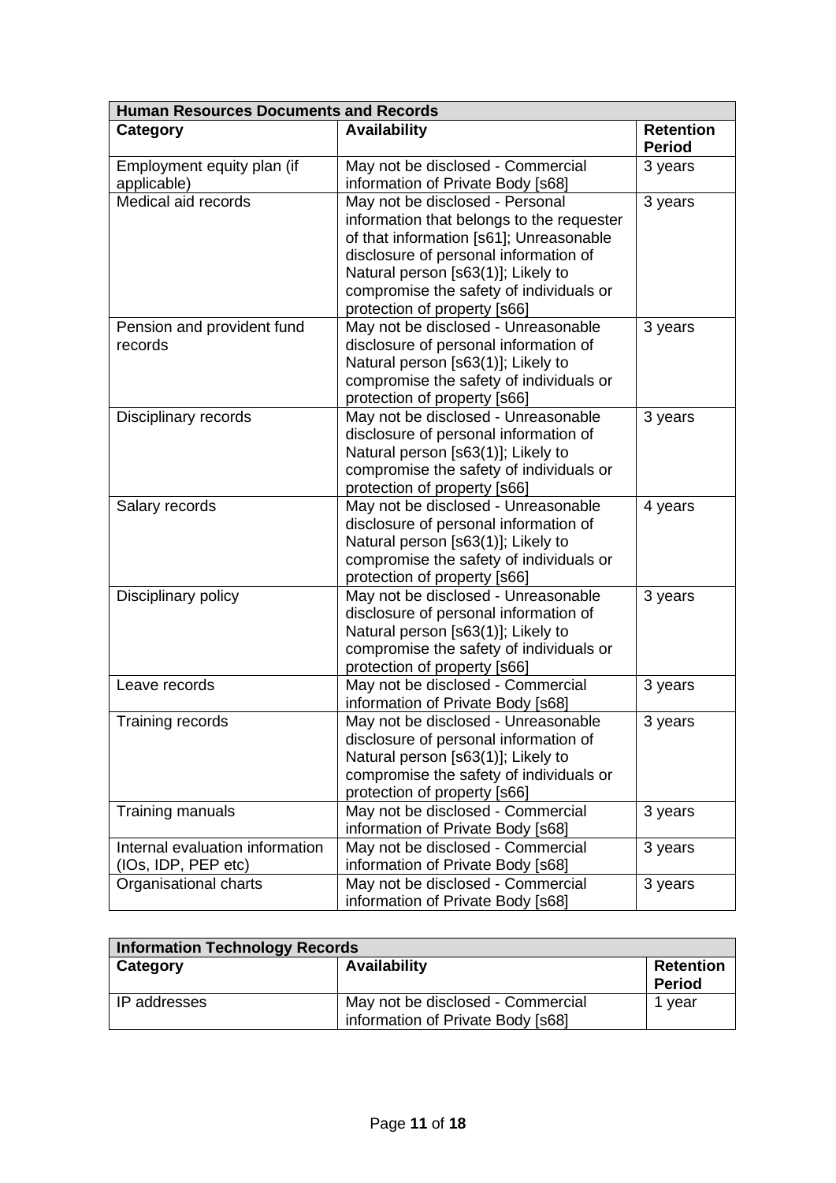| Human Resources Documents and Records | | |
|---|---|---|
| **Category** | **Availability** | **Retention Period** |
| Employment equity plan (if applicable) | May not be disclosed - Commercial information of Private Body [s68] | 3 years |
| Medical aid records | May not be disclosed - Personal information that belongs to the requester of that information [s61]; Unreasonable disclosure of personal information of Natural person [s63(1)]; Likely to compromise the safety of individuals or protection of property [s66] | 3 years |
| Pension and provident fund records | May not be disclosed - Unreasonable disclosure of personal information of Natural person [s63(1)]; Likely to compromise the safety of individuals or protection of property [s66] | 3 years |
| Disciplinary records | May not be disclosed - Unreasonable disclosure of personal information of Natural person [s63(1)]; Likely to compromise the safety of individuals or protection of property [s66] | 3 years |
| Salary records | May not be disclosed - Unreasonable disclosure of personal information of Natural person [s63(1)]; Likely to compromise the safety of individuals or protection of property [s66] | 4 years |
| Disciplinary policy | May not be disclosed - Unreasonable disclosure of personal information of Natural person [s63(1)]; Likely to compromise the safety of individuals or protection of property [s66] | 3 years |
| Leave records | May not be disclosed - Commercial information of Private Body [s68] | 3 years |
| Training records | May not be disclosed - Unreasonable disclosure of personal information of Natural person [s63(1)]; Likely to compromise the safety of individuals or protection of property [s66] | 3 years |
| Training manuals | May not be disclosed - Commercial information of Private Body [s68] | 3 years |
| Internal evaluation information (IOs, IDP, PEP etc) | May not be disclosed - Commercial information of Private Body [s68] | 3 years |
| Organisational charts | May not be disclosed - Commercial information of Private Body [s68] | 3 years |

| Information Technology Records | | |
|---|---|---|
| **Category** | **Availability** | **Retention Period** |
| IP addresses | May not be disclosed - Commercial information of Private Body [s68] | 1 year |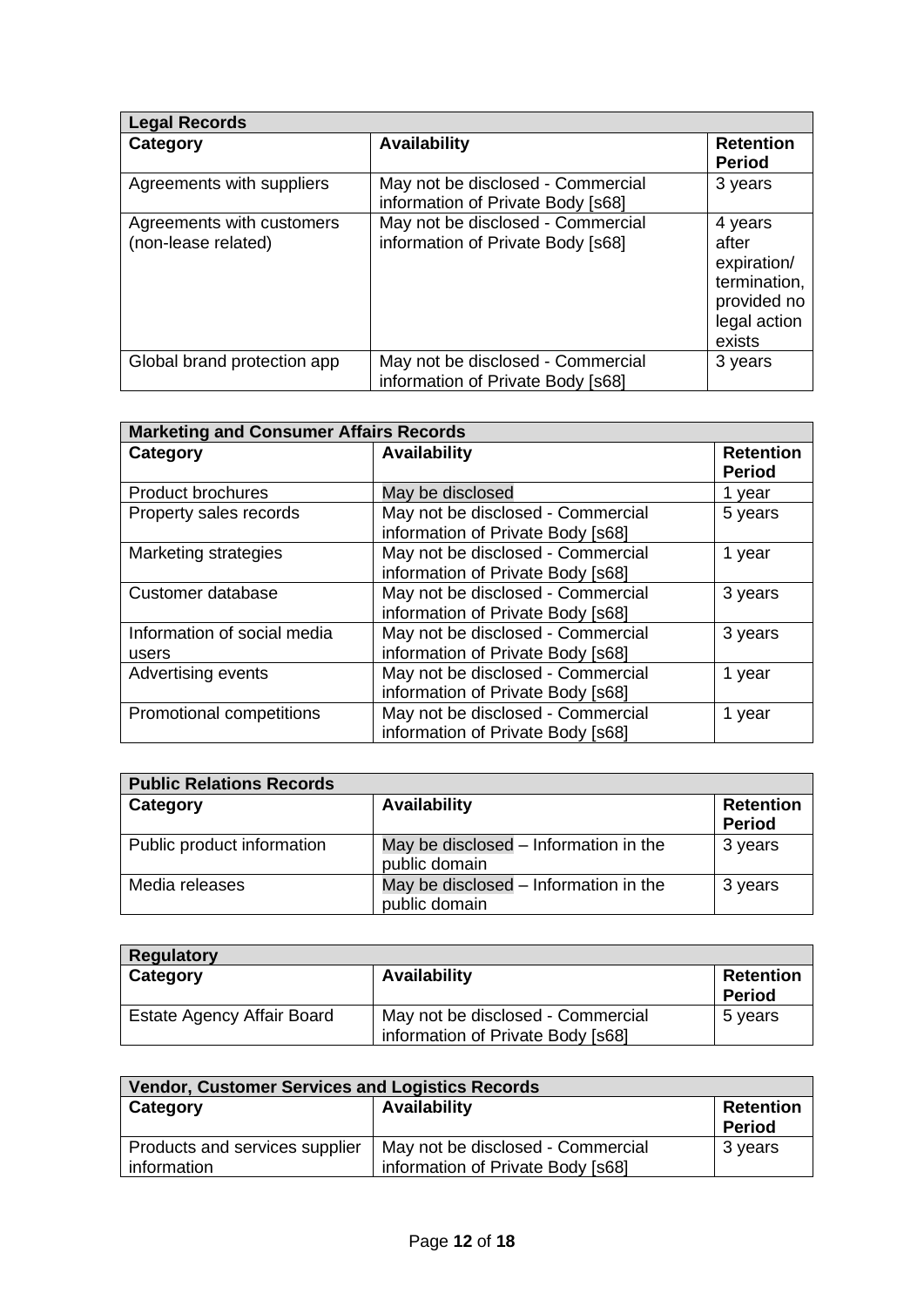| Legal Records | | |
|---|---|---|
| **Category** | **Availability** | **Retention Period** |
| Agreements with suppliers | May not be disclosed - Commercial information of Private Body [s68] | 3 years |
| Agreements with customers (non-lease related) | May not be disclosed - Commercial information of Private Body [s68] | 4 years after expiration/ termination, provided no legal action exists |
| Global brand protection app | May not be disclosed - Commercial information of Private Body [s68] | 3 years |

| Marketing and Consumer Affairs Records | | |
|---|---|---|
| **Category** | **Availability** | **Retention Period** |
| Product brochures | May be disclosed | 1 year |
| Property sales records | May not be disclosed - Commercial information of Private Body [s68] | 5 years |
| Marketing strategies | May not be disclosed - Commercial information of Private Body [s68] | 1 year |
| Customer database | May not be disclosed - Commercial information of Private Body [s68] | 3 years |
| Information of social media users | May not be disclosed - Commercial information of Private Body [s68] | 3 years |
| Advertising events | May not be disclosed - Commercial information of Private Body [s68] | 1 year |
| Promotional competitions | May not be disclosed - Commercial information of Private Body [s68] | 1 year |

| Public Relations Records | | |
|---|---|---|
| **Category** | **Availability** | **Retention Period** |
| Public product information | May be disclosed – Information in the public domain | 3 years |
| Media releases | May be disclosed – Information in the public domain | 3 years |

| Regulatory | | |
|---|---|---|
| **Category** | **Availability** | **Retention Period** |
| Estate Agency Affair Board | May not be disclosed - Commercial information of Private Body [s68] | 5 years |

| Vendor, Customer Services and Logistics Records | | |
|---|---|---|
| **Category** | **Availability** | **Retention Period** |
| Products and services supplier information | May not be disclosed - Commercial information of Private Body [s68] | 3 years |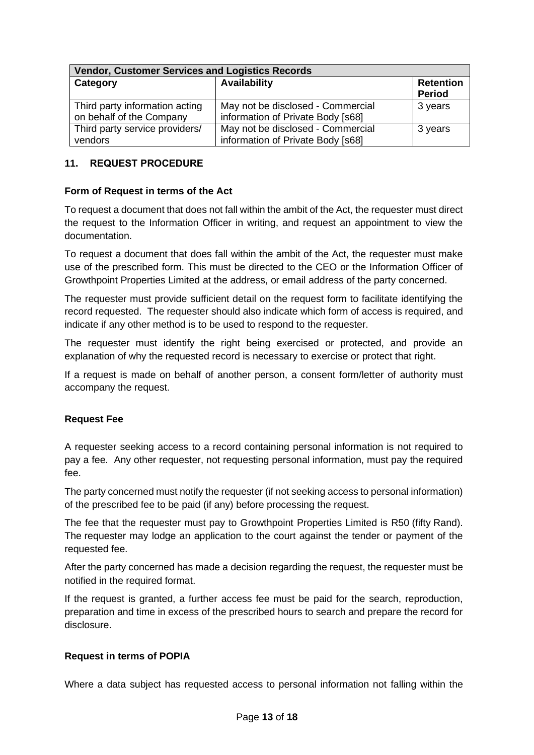| Vendor, Customer Services and Logistics Records | | |
|---|---|---|
| **Category** | **Availability** | **Retention Period** |
| Third party information acting on behalf of the Company | May not be disclosed - Commercial information of Private Body [s68] | 3 years |
| Third party service providers/ vendors | May not be disclosed - Commercial information of Private Body [s68] | 3 years |

## 11. REQUEST PROCEDURE

**Form of Request in terms of the Act**

To request a document that does not fall within the ambit of the Act, the requester must direct the request to the Information Officer in writing, and request an appointment to view the documentation.

To request a document that does fall within the ambit of the Act, the requester must make use of the prescribed form. This must be directed to the CEO or the Information Officer of Growthpoint Properties Limited at the address, or email address of the party concerned.

The requester must provide sufficient detail on the request form to facilitate identifying the record requested. The requester should also indicate which form of access is required, and indicate if any other method is to be used to respond to the requester.

The requester must identify the right being exercised or protected, and provide an explanation of why the requested record is necessary to exercise or protect that right.

If a request is made on behalf of another person, a consent form/letter of authority must accompany the request.

**Request Fee**

A requester seeking access to a record containing personal information is not required to pay a fee. Any other requester, not requesting personal information, must pay the required fee.

The party concerned must notify the requester (if not seeking access to personal information) of the prescribed fee to be paid (if any) before processing the request.

The fee that the requester must pay to Growthpoint Properties Limited is R50 (fifty Rand). The requester may lodge an application to the court against the tender or payment of the requested fee.

After the party concerned has made a decision regarding the request, the requester must be notified in the required format.

If the request is granted, a further access fee must be paid for the search, reproduction, preparation and time in excess of the prescribed hours to search and prepare the record for disclosure.

**Request in terms of POPIA**

Where a data subject has requested access to personal information not falling within the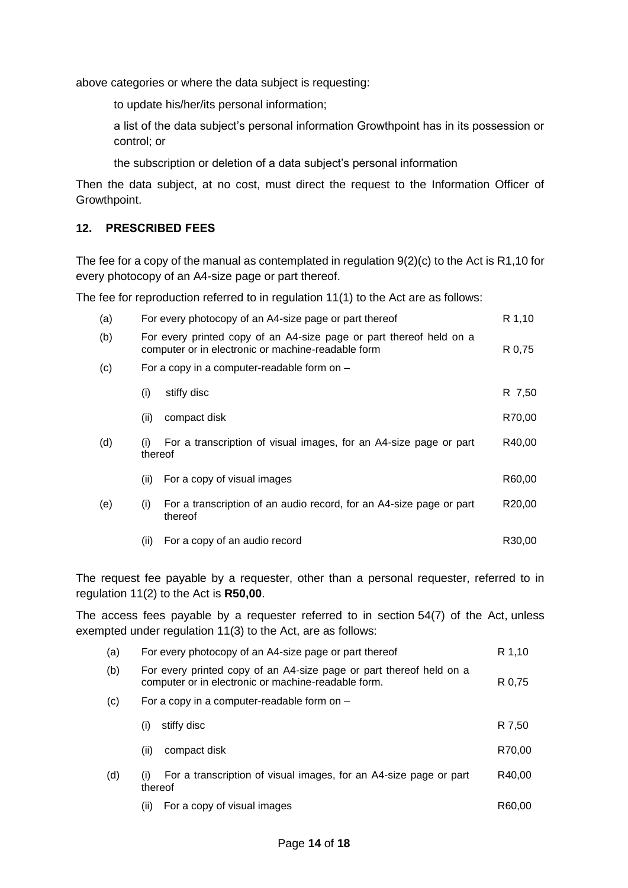above categories or where the data subject is requesting:

to update his/her/its personal information;

a list of the data subject's personal information Growthpoint has in its possession or control; or

the subscription or deletion of a data subject's personal information

Then the data subject, at no cost, must direct the request to the Information Officer of Growthpoint.

## 12. PRESCRIBED FEES

The fee for a copy of the manual as contemplated in regulation 9(2)(c) to the Act is R1,10 for every photocopy of an A4-size page or part thereof.

The fee for reproduction referred to in regulation 11(1) to the Act are as follows:

| | | |
|---|---|---|
| (a) | For every photocopy of an A4-size page or part thereof | R 1,10 |
| (b) | For every printed copy of an A4-size page or part thereof held on a computer or in electronic or machine-readable form | R 0,75 |
| (c) | For a copy in a computer-readable form on – | |
| | (i) stiffy disc | R 7,50 |
| | (ii) compact disk | R70,00 |
| (d) | (i) For a transcription of visual images, for an A4-size page or part thereof | R40,00 |
| | (ii) For a copy of visual images | R60,00 |
| (e) | (i) For a transcription of an audio record, for an A4-size page or part thereof | R20,00 |
| | (ii) For a copy of an audio record | R30,00 |

The request fee payable by a requester, other than a personal requester, referred to in regulation 11(2) to the Act is **R50,00**.

The access fees payable by a requester referred to in section 54(7) of the Act, unless exempted under regulation 11(3) to the Act, are as follows:

| | | |
|---|---|---|
| (a) | For every photocopy of an A4-size page or part thereof | R 1,10 |
| (b) | For every printed copy of an A4-size page or part thereof held on a computer or in electronic or machine-readable form. | R 0,75 |
| (c) | For a copy in a computer-readable form on – | |
| | (i) stiffy disc | R 7,50 |
| | (ii) compact disk | R70,00 |
| (d) | (i) For a transcription of visual images, for an A4-size page or part thereof | R40,00 |
| | (ii) For a copy of visual images | R60,00 |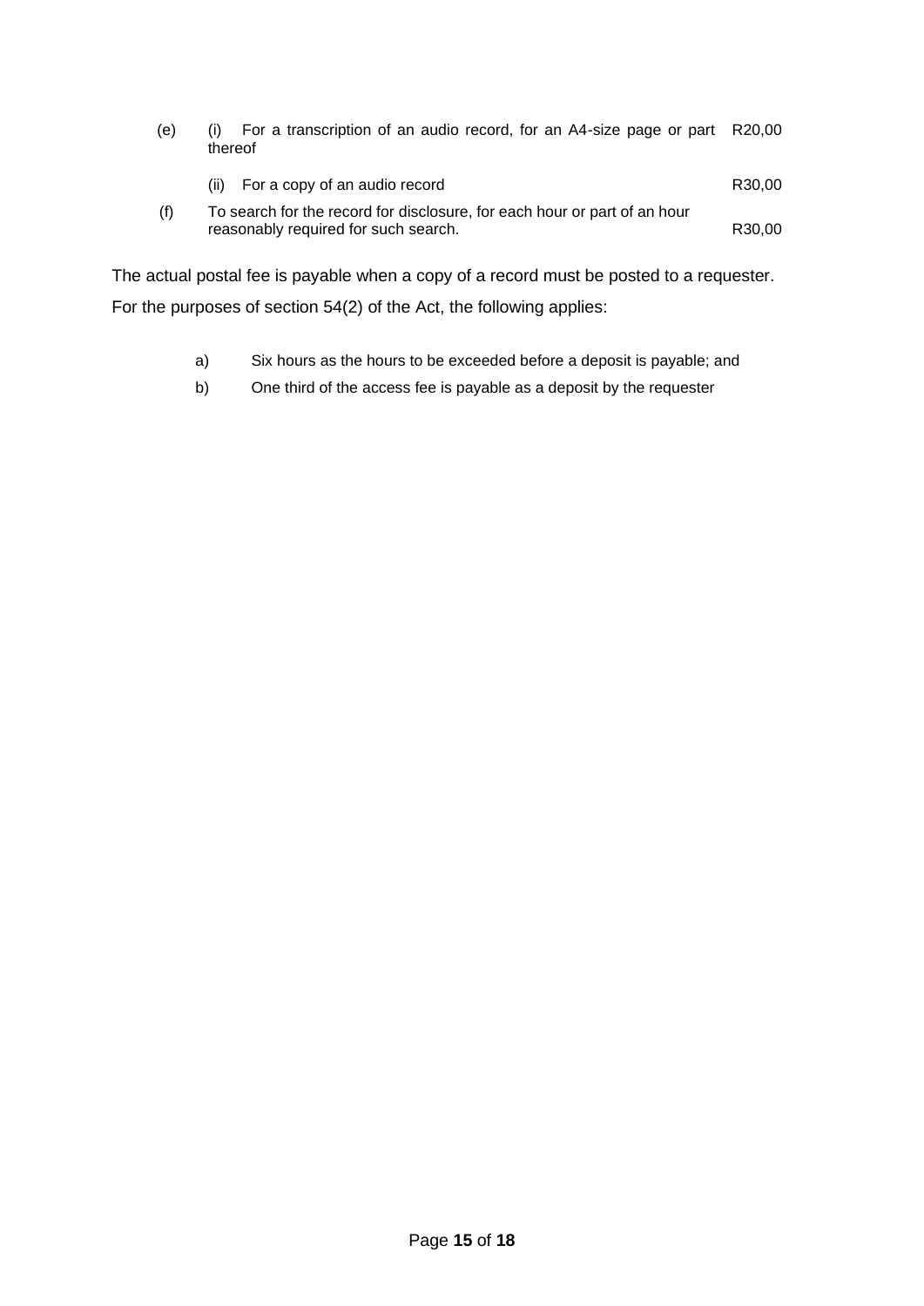| | | |
|---|---|---|
| (e) | (i) For a transcription of an audio record, for an A4-size page or part thereof | R20,00 |
| | (ii) For a copy of an audio record | R30,00 |
| (f) | To search for the record for disclosure, for each hour or part of an hour reasonably required for such search. | R30,00 |

The actual postal fee is payable when a copy of a record must be posted to a requester.

For the purposes of section 54(2) of the Act, the following applies:

a) Six hours as the hours to be exceeded before a deposit is payable; and

b) One third of the access fee is payable as a deposit by the requester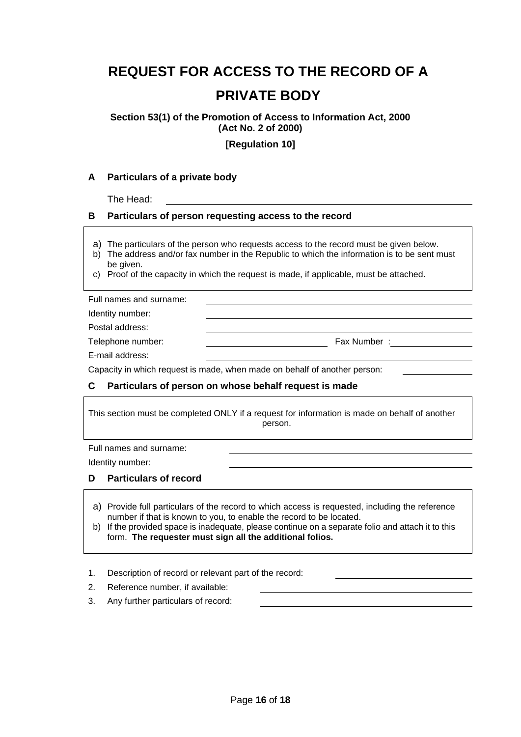# REQUEST FOR ACCESS TO THE RECORD OF A PRIVATE BODY

**Section 53(1) of the Promotion of Access to Information Act, 2000 (Act No. 2 of 2000)**

**[Regulation 10]**

## A Particulars of a private body

The Head: ______________________________

## B Particulars of person requesting access to the record

a) The particulars of the person who requests access to the record must be given below.
b) The address and/or fax number in the Republic to which the information is to be sent must be given.
c) Proof of the capacity in which the request is made, if applicable, must be attached.

Full names and surname: ______________________________

Identity number: ______________________________

Postal address: ______________________________

Telephone number: ______________ Fax Number : ______________

E-mail address: ______________________________

Capacity in which request is made, when made on behalf of another person: ______________

## C Particulars of person on whose behalf request is made

This section must be completed ONLY if a request for information is made on behalf of another person.

Full names and surname: ______________________________

Identity number: ______________________________

## D Particulars of record

a) Provide full particulars of the record to which access is requested, including the reference number if that is known to you, to enable the record to be located.
b) If the provided space is inadequate, please continue on a separate folio and attach it to this form. **The requester must sign all the additional folios.**

1. Description of record or relevant part of the record: ______________
2. Reference number, if available: ______________
3. Any further particulars of record: ______________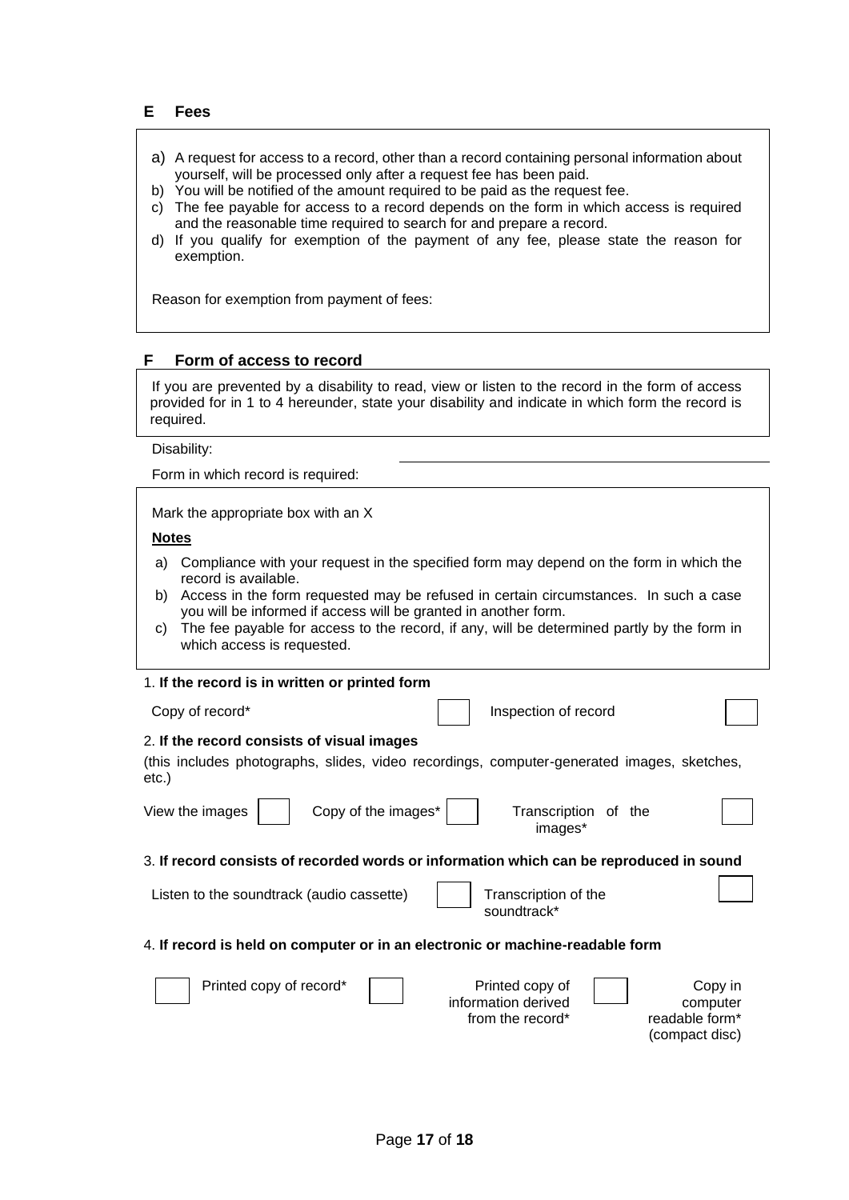## E Fees

a) A request for access to a record, other than a record containing personal information about yourself, will be processed only after a request fee has been paid.
b) You will be notified of the amount required to be paid as the request fee.
c) The fee payable for access to a record depends on the form in which access is required and the reasonable time required to search for and prepare a record.
d) If you qualify for exemption of the payment of any fee, please state the reason for exemption.

Reason for exemption from payment of fees:

## F Form of access to record

If you are prevented by a disability to read, view or listen to the record in the form of access provided for in 1 to 4 hereunder, state your disability and indicate in which form the record is required.

Disability:

Form in which record is required:

Mark the appropriate box with an X

**Notes**

a) Compliance with your request in the specified form may depend on the form in which the record is available.
b) Access in the form requested may be refused in certain circumstances. In such a case you will be informed if access will be granted in another form.
c) The fee payable for access to the record, if any, will be determined partly by the form in which access is requested.

1. **If the record is in written or printed form**

| Copy of record* | ☐ | Inspection of record | ☐ |
|---|---|---|---|

2. **If the record consists of visual images**

(this includes photographs, slides, video recordings, computer-generated images, sketches, etc.)

| View the images | ☐ | Copy of the images* | ☐ | Transcription of the images* | ☐ |
|---|---|---|---|---|---|

3. **If record consists of recorded words or information which can be reproduced in sound**

| Listen to the soundtrack (audio cassette) | ☐ | Transcription of the soundtrack* | ☐ |
|---|---|---|---|

4. **If record is held on computer or in an electronic or machine-readable form**

| ☐ | Printed copy of record* | ☐ | Printed copy of information derived from the record* | ☐ | Copy in computer readable form* (compact disc) |
|---|---|---|---|---|---|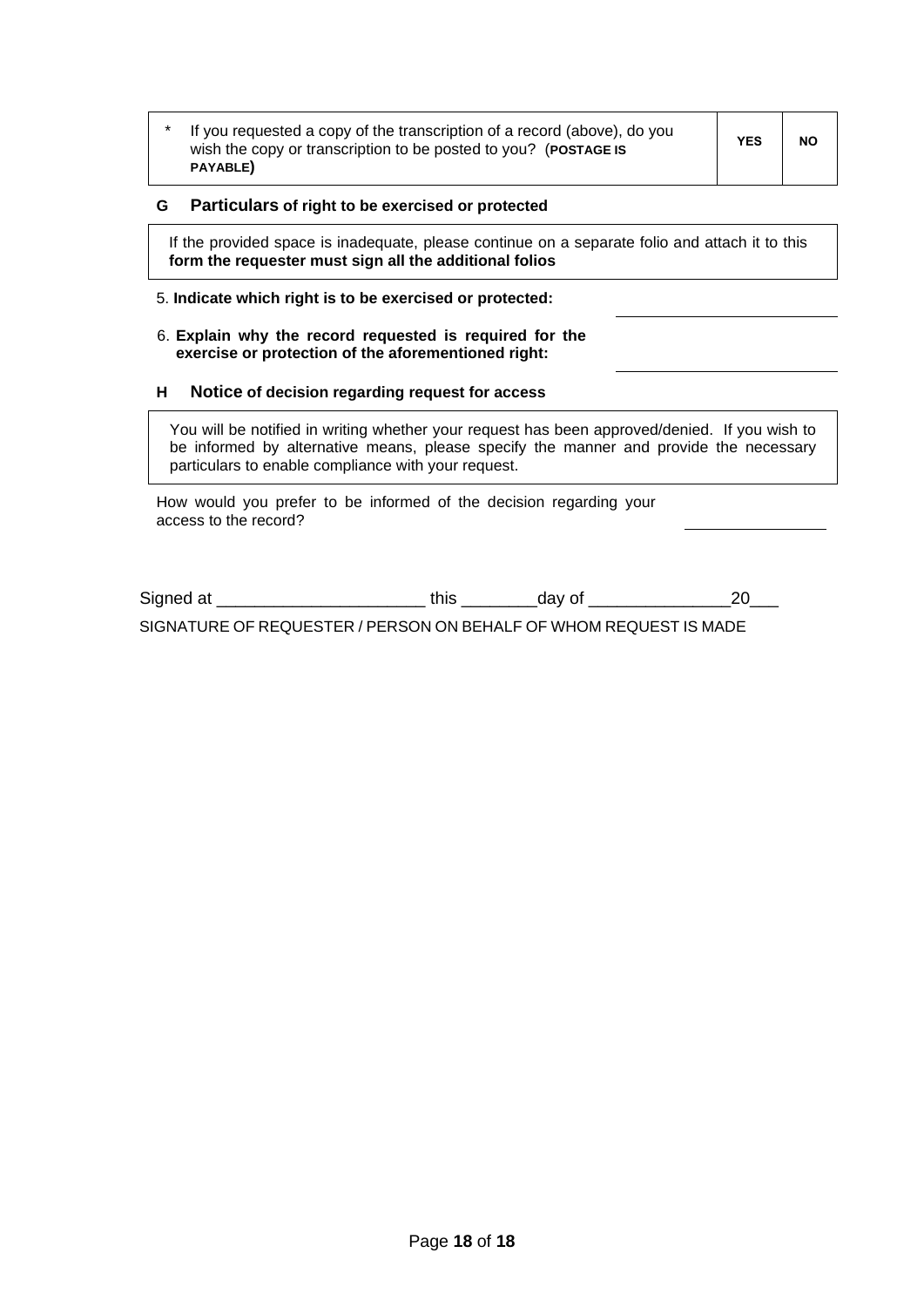| | | |
|---|---|---|
| * If you requested a copy of the transcription of a record (above), do you wish the copy or transcription to be posted to you? (**POSTAGE IS PAYABLE**) | **YES** | **NO** |

## G Particulars of right to be exercised or protected

If the provided space is inadequate, please continue on a separate folio and attach it to this **form the requester must sign all the additional folios**

5. **Indicate which right is to be exercised or protected:** ____________________

6. **Explain why the record requested is required for the exercise or protection of the aforementioned right:** ____________________

## H Notice of decision regarding request for access

You will be notified in writing whether your request has been approved/denied. If you wish to be informed by alternative means, please specify the manner and provide the necessary particulars to enable compliance with your request.

How would you prefer to be informed of the decision regarding your access to the record? ________________

Signed at ______________________ this ________day of _______________20___

SIGNATURE OF REQUESTER / PERSON ON BEHALF OF WHOM REQUEST IS MADE